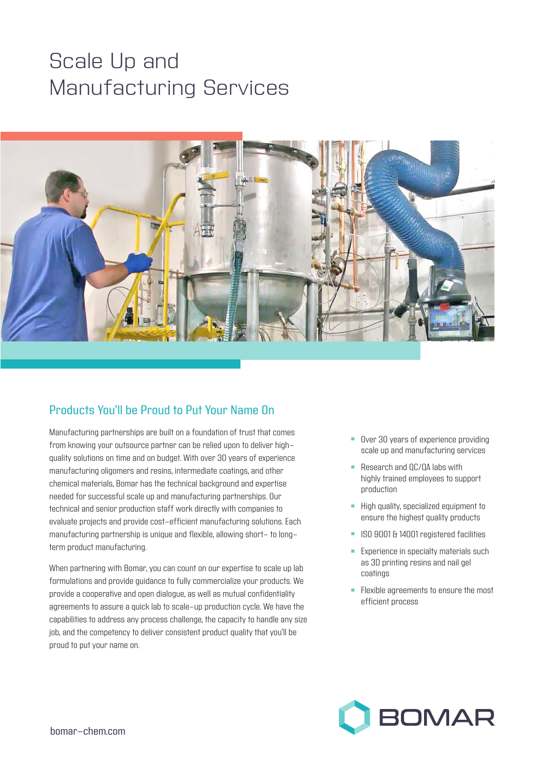# Scale Up and Manufacturing Services

## Products You'll be Proud to Put Your Name On

Manufacturing partnerships are built on a foundation of trust that comes from knowing your outsource partner can be relied upon to deliver high-quality solutions on time and on budget. With over 30 years of experience manufacturing oligomers and resins, intermediate coatings, and other chemical materials, Bomar has the technical background and expertise needed for successful scale up and manufacturing partnerships. Our technical and senior production staff work directly with companies to evaluate projects and provide cost-efficient manufacturing solutions. Each manufacturing partnership is unique and flexible, allowing short- to long-term product manufacturing.

When partnering with Bomar, you can count on our expertise to scale up lab formulations and provide guidance to fully commercialize your products. We provide a cooperative and open dialogue, as well as mutual confidentiality agreements to assure a quick lab to scale-up production cycle. We have the capabilities to address any process challenge, the capacity to handle any size job, and the competency to deliver consistent product quality that you'll be proud to put your name on.

- Over 30 years of experience providing scale up and manufacturing services
- Research and QC/QA labs with highly trained employees to support production
- High quality, specialized equipment to ensure the highest quality products
- ISO 9001 & 14001 registered facilities
- Experience in specialty materials such as 3D printing resins and nail gel coatings
- Flexible agreements to ensure the most efficient process

bomar-chem.com

BOMAR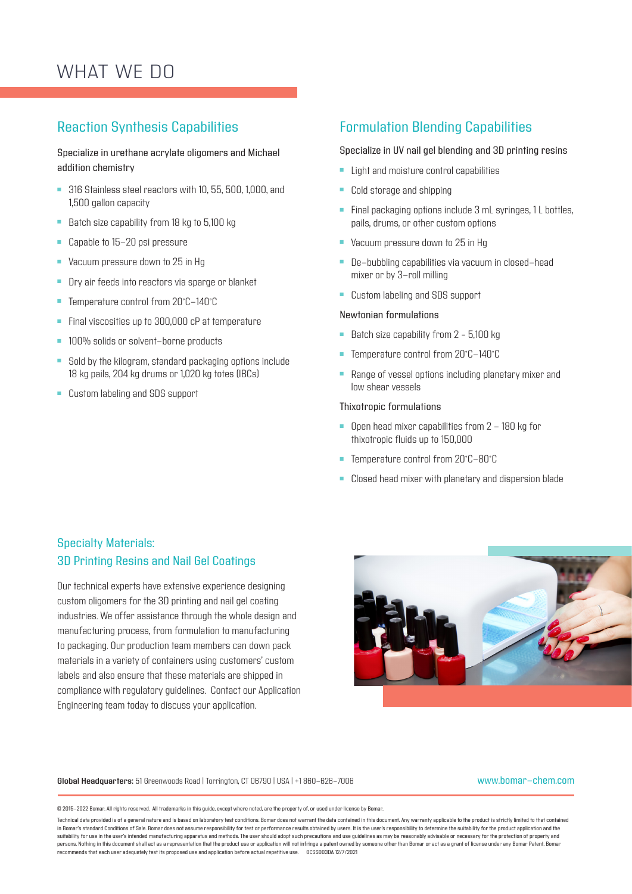# WHAT WE DO

## Reaction Synthesis Capabilities

Specialize in urethane acrylate oligomers and Michael addition chemistry

- 316 Stainless steel reactors with 10, 55, 500, 1,000, and 1,500 gallon capacity
- Batch size capability from 18 kg to 5,100 kg
- Capable to 15–20 psi pressure
- Vacuum pressure down to 25 in Hg
- Dry air feeds into reactors via sparge or blanket
- Temperature control from 20°C–140°C
- Final viscosities up to 300,000 cP at temperature
- 100% solids or solvent-borne products
- Sold by the kilogram, standard packaging options include 18 kg pails, 204 kg drums or 1,020 kg totes (IBCs)
- Custom labeling and SDS support

## Formulation Blending Capabilities

Specialize in UV nail gel blending and 3D printing resins

- Light and moisture control capabilities
- Cold storage and shipping
- Final packaging options include 3 mL syringes, 1 L bottles, pails, drums, or other custom options
- Vacuum pressure down to 25 in Hg
- De-bubbling capabilities via vacuum in closed-head mixer or by 3-roll milling
- Custom labeling and SDS support

### Newtonian formulations

- Batch size capability from 2 - 5,100 kg
- Temperature control from 20°C–140°C
- Range of vessel options including planetary mixer and low shear vessels

### Thixotropic formulations

- Open head mixer capabilities from 2 – 180 kg for thixotropic fluids up to 150,000
- Temperature control from 20°C–80°C
- Closed head mixer with planetary and dispersion blade

## Specialty Materials: 3D Printing Resins and Nail Gel Coatings

Our technical experts have extensive experience designing custom oligomers for the 3D printing and nail gel coating industries. We offer assistance through the whole design and manufacturing process, from formulation to manufacturing to packaging. Our production team members can down pack materials in a variety of containers using customers' custom labels and also ensure that these materials are shipped in compliance with regulatory guidelines. Contact our Application Engineering team today to discuss your application.

**Global Headquarters:** 51 Greenwoods Road | Torrington, CT 06790 | USA | +1 860-626-7006

www.bomar-chem.com

© 2015–2022 Bomar. All rights reserved. All trademarks in this guide, except where noted, are the property of, or used under license by Bomar.

Technical data provided is of a general nature and is based on laboratory test conditions. Bomar does not warrant the data contained in this document. Any warranty applicable to the product is strictly limited to that contained in Bomar's standard Conditions of Sale. Bomar does not assume responsibility for test or performance results obtained by users. It is the user's responsibility to determine the suitability for the product application and the suitability for use in the user's intended manufacturing apparatus and methods. The user should adopt such precautions and use guidelines as may be reasonably advisable or necessary for the protection of property and persons. Nothing in this document shall act as a representation that the product use or application will not infringe a patent owned by someone other than Bomar or act as a grant of license under any Bomar Patent. Bomar recommends that each user adequately test its proposed use and application before actual repetitive use. OCSS003DA 12/7/2021